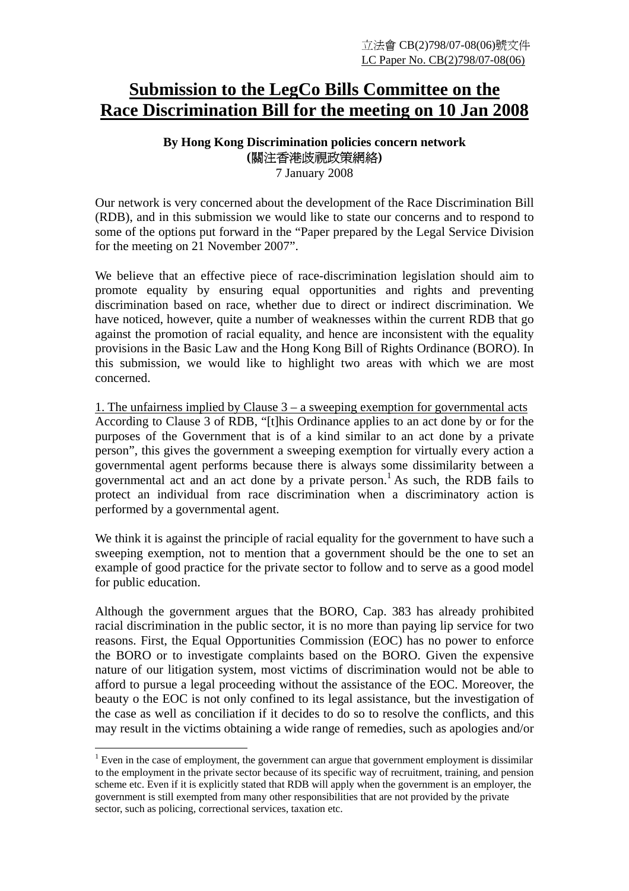立法會 CB(2)798/07-08(06)號文件
LC Paper No. CB(2)798/07-08(06)

# Submission to the LegCo Bills Committee on the Race Discrimination Bill for the meeting on 10 Jan 2008

**By Hong Kong Discrimination policies concern network**
**(關注香港歧視政策網絡)**
7 January 2008

Our network is very concerned about the development of the Race Discrimination Bill (RDB), and in this submission we would like to state our concerns and to respond to some of the options put forward in the "Paper prepared by the Legal Service Division for the meeting on 21 November 2007".

We believe that an effective piece of race-discrimination legislation should aim to promote equality by ensuring equal opportunities and rights and preventing discrimination based on race, whether due to direct or indirect discrimination. We have noticed, however, quite a number of weaknesses within the current RDB that go against the promotion of racial equality, and hence are inconsistent with the equality provisions in the Basic Law and the Hong Kong Bill of Rights Ordinance (BORO). In this submission, we would like to highlight two areas with which we are most concerned.

## 1. The unfairness implied by Clause 3 – a sweeping exemption for governmental acts

According to Clause 3 of RDB, "[t]his Ordinance applies to an act done by or for the purposes of the Government that is of a kind similar to an act done by a private person", this gives the government a sweeping exemption for virtually every action a governmental agent performs because there is always some dissimilarity between a governmental act and an act done by a private person.[1] As such, the RDB fails to protect an individual from race discrimination when a discriminatory action is performed by a governmental agent.

We think it is against the principle of racial equality for the government to have such a sweeping exemption, not to mention that a government should be the one to set an example of good practice for the private sector to follow and to serve as a good model for public education.

Although the government argues that the BORO, Cap. 383 has already prohibited racial discrimination in the public sector, it is no more than paying lip service for two reasons. First, the Equal Opportunities Commission (EOC) has no power to enforce the BORO or to investigate complaints based on the BORO. Given the expensive nature of our litigation system, most victims of discrimination would not be able to afford to pursue a legal proceeding without the assistance of the EOC. Moreover, the beauty o the EOC is not only confined to its legal assistance, but the investigation of the case as well as conciliation if it decides to do so to resolve the conflicts, and this may result in the victims obtaining a wide range of remedies, such as apologies and/or

---

[1] Even in the case of employment, the government can argue that government employment is dissimilar to the employment in the private sector because of its specific way of recruitment, training, and pension scheme etc. Even if it is explicitly stated that RDB will apply when the government is an employer, the government is still exempted from many other responsibilities that are not provided by the private sector, such as policing, correctional services, taxation etc.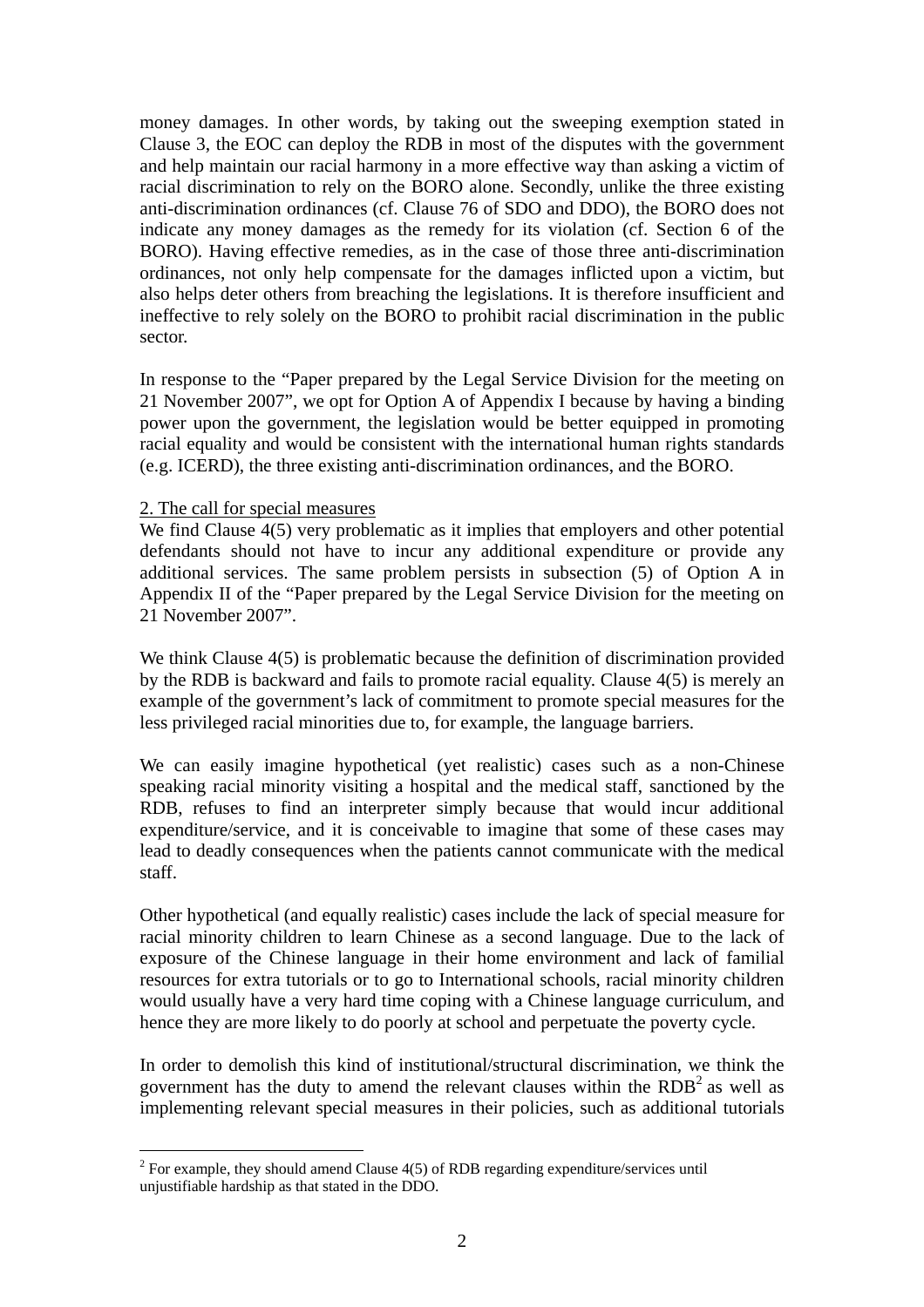money damages. In other words, by taking out the sweeping exemption stated in Clause 3, the EOC can deploy the RDB in most of the disputes with the government and help maintain our racial harmony in a more effective way than asking a victim of racial discrimination to rely on the BORO alone. Secondly, unlike the three existing anti-discrimination ordinances (cf. Clause 76 of SDO and DDO), the BORO does not indicate any money damages as the remedy for its violation (cf. Section 6 of the BORO). Having effective remedies, as in the case of those three anti-discrimination ordinances, not only help compensate for the damages inflicted upon a victim, but also helps deter others from breaching the legislations. It is therefore insufficient and ineffective to rely solely on the BORO to prohibit racial discrimination in the public sector.

In response to the "Paper prepared by the Legal Service Division for the meeting on 21 November 2007", we opt for Option A of Appendix I because by having a binding power upon the government, the legislation would be better equipped in promoting racial equality and would be consistent with the international human rights standards (e.g. ICERD), the three existing anti-discrimination ordinances, and the BORO.

2. The call for special measures

We find Clause 4(5) very problematic as it implies that employers and other potential defendants should not have to incur any additional expenditure or provide any additional services. The same problem persists in subsection (5) of Option A in Appendix II of the "Paper prepared by the Legal Service Division for the meeting on 21 November 2007".

We think Clause 4(5) is problematic because the definition of discrimination provided by the RDB is backward and fails to promote racial equality. Clause 4(5) is merely an example of the government's lack of commitment to promote special measures for the less privileged racial minorities due to, for example, the language barriers.

We can easily imagine hypothetical (yet realistic) cases such as a non-Chinese speaking racial minority visiting a hospital and the medical staff, sanctioned by the RDB, refuses to find an interpreter simply because that would incur additional expenditure/service, and it is conceivable to imagine that some of these cases may lead to deadly consequences when the patients cannot communicate with the medical staff.

Other hypothetical (and equally realistic) cases include the lack of special measure for racial minority children to learn Chinese as a second language. Due to the lack of exposure of the Chinese language in their home environment and lack of familial resources for extra tutorials or to go to International schools, racial minority children would usually have a very hard time coping with a Chinese language curriculum, and hence they are more likely to do poorly at school and perpetuate the poverty cycle.

In order to demolish this kind of institutional/structural discrimination, we think the government has the duty to amend the relevant clauses within the RDB[2] as well as implementing relevant special measures in their policies, such as additional tutorials

[2] For example, they should amend Clause 4(5) of RDB regarding expenditure/services until unjustifiable hardship as that stated in the DDO.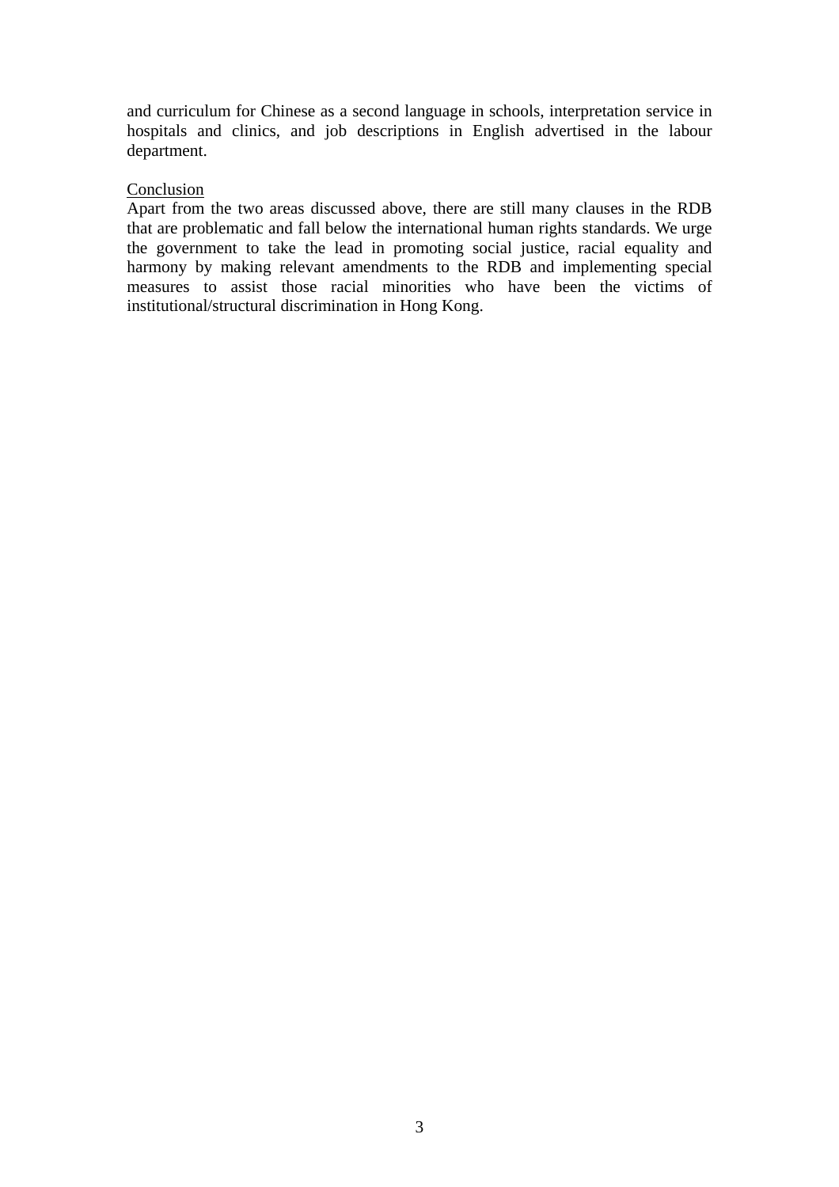and curriculum for Chinese as a second language in schools, interpretation service in hospitals and clinics, and job descriptions in English advertised in the labour department.

<u>Conclusion</u>

Apart from the two areas discussed above, there are still many clauses in the RDB that are problematic and fall below the international human rights standards. We urge the government to take the lead in promoting social justice, racial equality and harmony by making relevant amendments to the RDB and implementing special measures to assist those racial minorities who have been the victims of institutional/structural discrimination in Hong Kong.